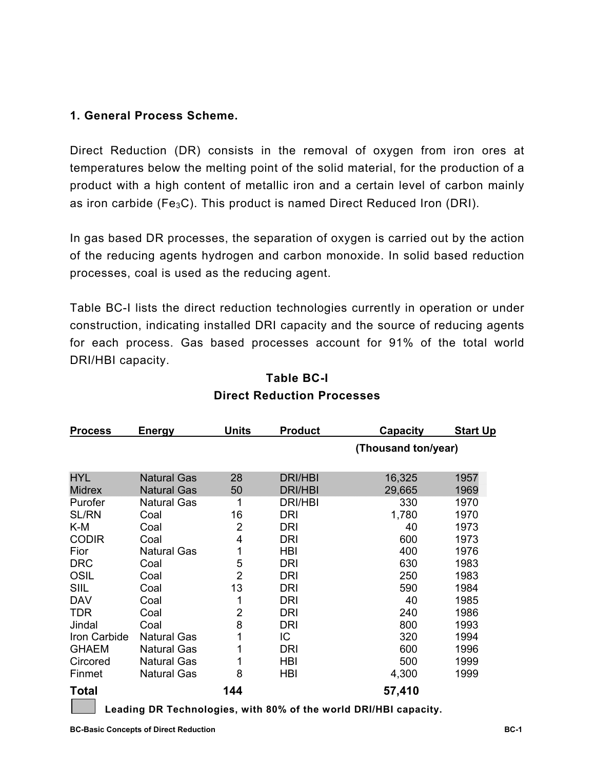## 1. General Process Scheme.

Direct Reduction (DR) consists in the removal of oxygen from iron ores at temperatures below the melting point of the solid material, for the production of a product with a high content of metallic iron and a certain level of carbon mainly as iron carbide ($Fe_3C$). This product is named Direct Reduced Iron (DRI).

In gas based DR processes, the separation of oxygen is carried out by the action of the reducing agents hydrogen and carbon monoxide. In solid based reduction processes, coal is used as the reducing agent.

Table BC-I lists the direct reduction technologies currently in operation or under construction, indicating installed DRI capacity and the source of reducing agents for each process. Gas based processes account for 91% of the total world DRI/HBI capacity.

**Table BC-I**
**Direct Reduction Processes**

| Process | Energy | Units | Product | Capacity (Thousand ton/year) | Start Up |
|---|---|---|---|---|---|
| HYL | Natural Gas | 28 | DRI/HBI | 16,325 | 1957 |
| Midrex | Natural Gas | 50 | DRI/HBI | 29,665 | 1969 |
| Purofer | Natural Gas | 1 | DRI/HBI | 330 | 1970 |
| SL/RN | Coal | 16 | DRI | 1,780 | 1970 |
| K-M | Coal | 2 | DRI | 40 | 1973 |
| CODIR | Coal | 4 | DRI | 600 | 1973 |
| Fior | Natural Gas | 1 | HBI | 400 | 1976 |
| DRC | Coal | 5 | DRI | 630 | 1983 |
| OSIL | Coal | 2 | DRI | 250 | 1983 |
| SIIL | Coal | 13 | DRI | 590 | 1984 |
| DAV | Coal | 1 | DRI | 40 | 1985 |
| TDR | Coal | 2 | DRI | 240 | 1986 |
| Jindal | Coal | 8 | DRI | 800 | 1993 |
| Iron Carbide | Natural Gas | 1 | IC | 320 | 1994 |
| GHAEM | Natural Gas | 1 | DRI | 600 | 1996 |
| Circored | Natural Gas | 1 | HBI | 500 | 1999 |
| Finmet | Natural Gas | 8 | HBI | 4,300 | 1999 |
| **Total** | | **144** | | **57,410** | |

**Leading DR Technologies, with 80% of the world DRI/HBI capacity.** (shaded rows: HYL, Midrex)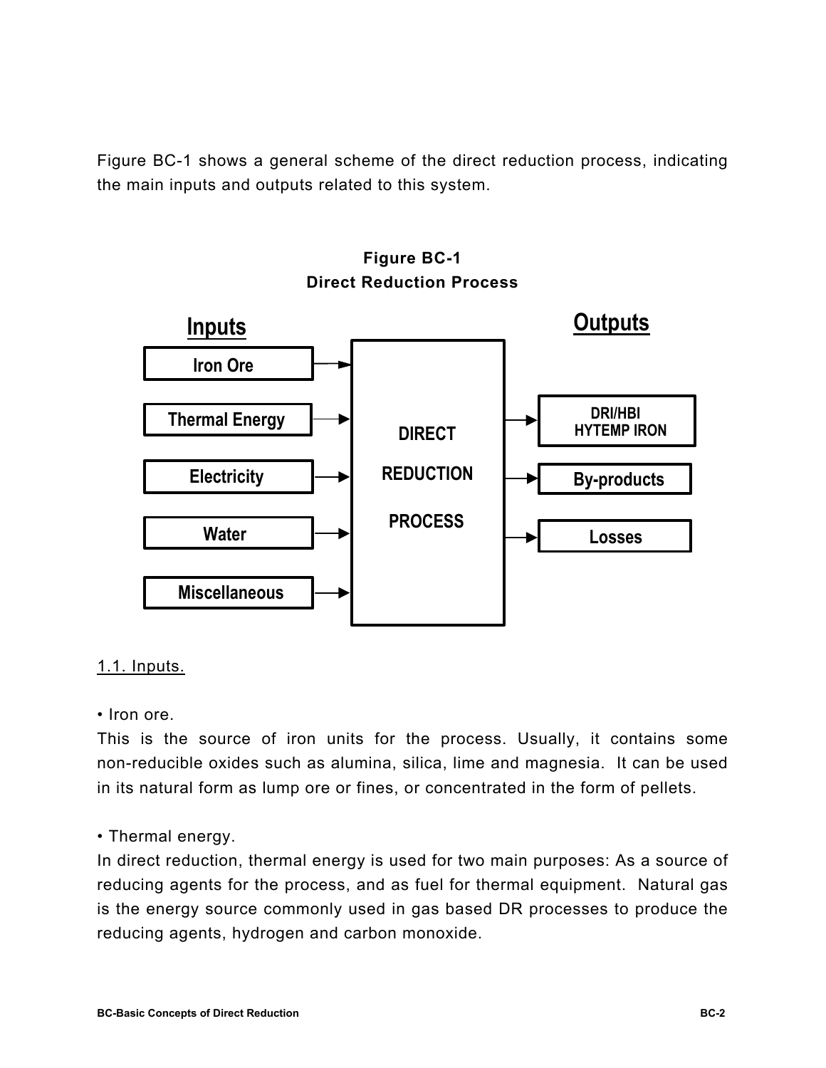Figure BC-1 shows a general scheme of the direct reduction process, indicating the main inputs and outputs related to this system.

**Figure BC-1**
**Direct Reduction Process**

| Inputs | | Outputs |
| --- | --- | --- |
| Iron Ore | DIRECT REDUCTION PROCESS | DRI/HBI HYTEMP IRON |
| Thermal Energy | | By-products |
| Electricity | | Losses |
| Water | | |
| Miscellaneous | | |

1.1. Inputs.

• Iron ore.
This is the source of iron units for the process. Usually, it contains some non-reducible oxides such as alumina, silica, lime and magnesia. It can be used in its natural form as lump ore or fines, or concentrated in the form of pellets.

• Thermal energy.
In direct reduction, thermal energy is used for two main purposes: As a source of reducing agents for the process, and as fuel for thermal equipment. Natural gas is the energy source commonly used in gas based DR processes to produce the reducing agents, hydrogen and carbon monoxide.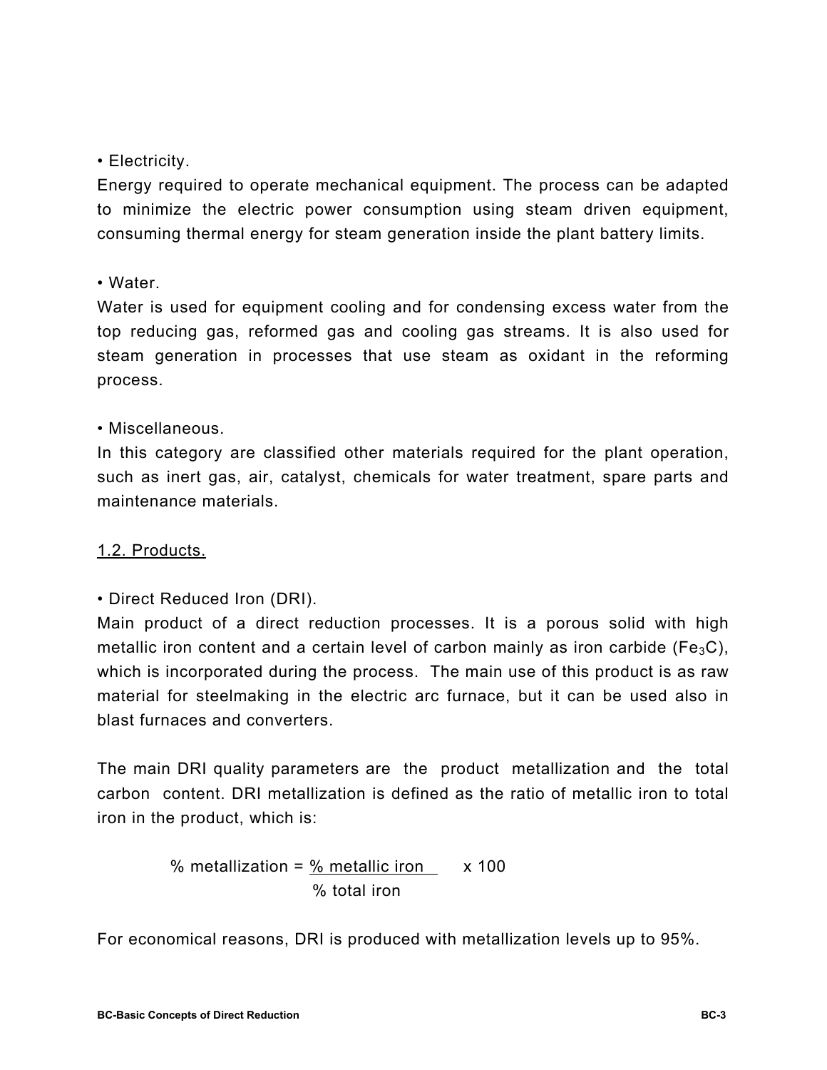• Electricity.

Energy required to operate mechanical equipment. The process can be adapted to minimize the electric power consumption using steam driven equipment, consuming thermal energy for steam generation inside the plant battery limits.

• Water.

Water is used for equipment cooling and for condensing excess water from the top reducing gas, reformed gas and cooling gas streams. It is also used for steam generation in processes that use steam as oxidant in the reforming process.

• Miscellaneous.

In this category are classified other materials required for the plant operation, such as inert gas, air, catalyst, chemicals for water treatment, spare parts and maintenance materials.

## 1.2. Products.

• Direct Reduced Iron (DRI).

Main product of a direct reduction processes. It is a porous solid with high metallic iron content and a certain level of carbon mainly as iron carbide ($Fe_3C$), which is incorporated during the process. The main use of this product is as raw material for steelmaking in the electric arc furnace, but it can be used also in blast furnaces and converters.

The main DRI quality parameters are the product metallization and the total carbon content. DRI metallization is defined as the ratio of metallic iron to total iron in the product, which is:

$$\text{\% metallization} = \frac{\text{\% metallic iron}}{\text{\% total iron}} \times 100$$

For economical reasons, DRI is produced with metallization levels up to 95%.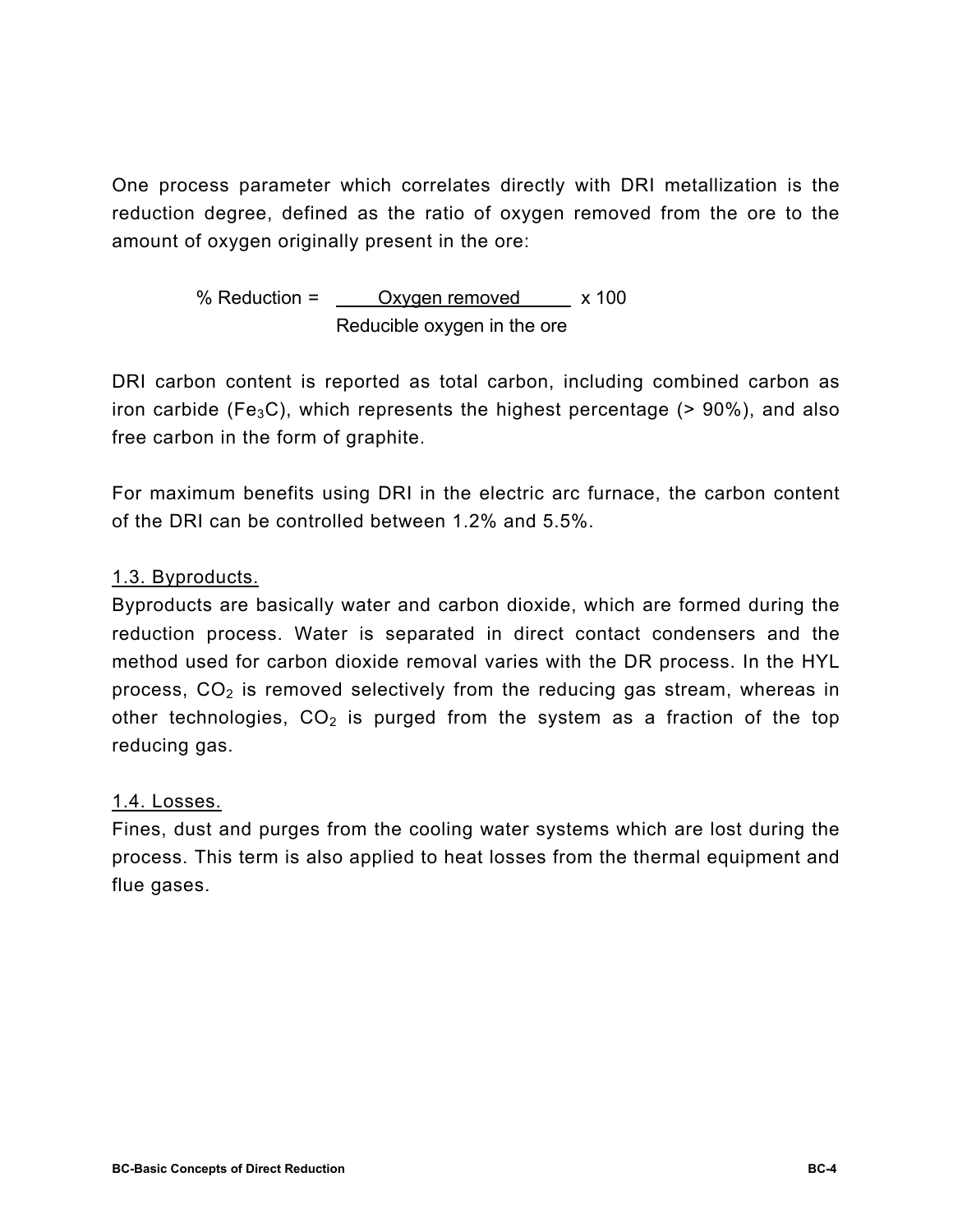One process parameter which correlates directly with DRI metallization is the reduction degree, defined as the ratio of oxygen removed from the ore to the amount of oxygen originally present in the ore:

$$\% \text{ Reduction} = \frac{\text{Oxygen removed}}{\text{Reducible oxygen in the ore}} \times 100$$

DRI carbon content is reported as total carbon, including combined carbon as iron carbide ($Fe_3C$), which represents the highest percentage (> 90%), and also free carbon in the form of graphite.

For maximum benefits using DRI in the electric arc furnace, the carbon content of the DRI can be controlled between 1.2% and 5.5%.

## 1.3. Byproducts.

Byproducts are basically water and carbon dioxide, which are formed during the reduction process. Water is separated in direct contact condensers and the method used for carbon dioxide removal varies with the DR process. In the HYL process, $CO_2$ is removed selectively from the reducing gas stream, whereas in other technologies, $CO_2$ is purged from the system as a fraction of the top reducing gas.

## 1.4. Losses.

Fines, dust and purges from the cooling water systems which are lost during the process. This term is also applied to heat losses from the thermal equipment and flue gases.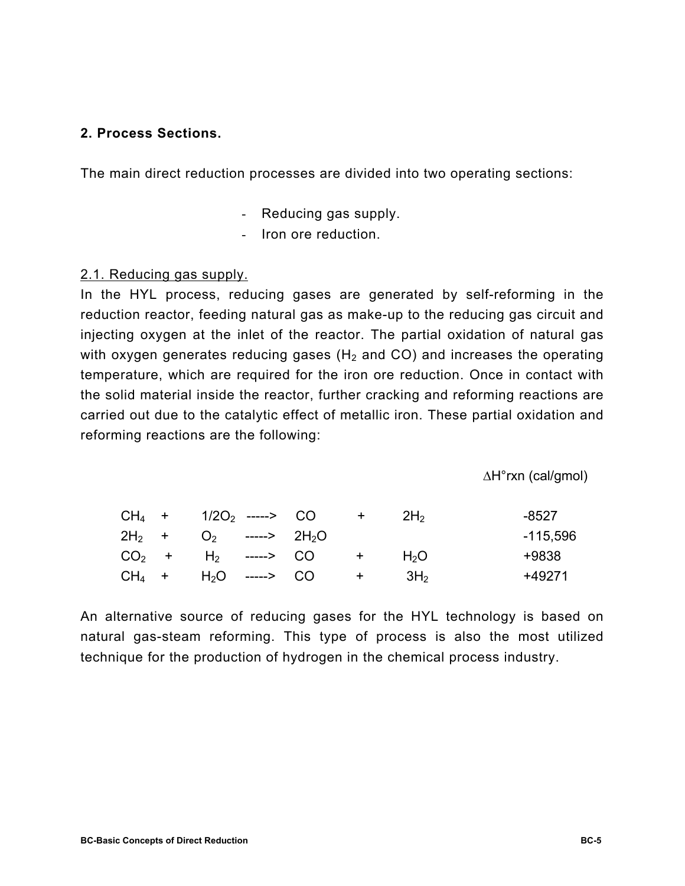## 2. Process Sections.

The main direct reduction processes are divided into two operating sections:

- Reducing gas supply.
- Iron ore reduction.

2.1. Reducing gas supply.

In the HYL process, reducing gases are generated by self-reforming in the reduction reactor, feeding natural gas as make-up to the reducing gas circuit and injecting oxygen at the inlet of the reactor. The partial oxidation of natural gas with oxygen generates reducing gases ($H_2$ and CO) and increases the operating temperature, which are required for the iron ore reduction. Once in contact with the solid material inside the reactor, further cracking and reforming reactions are carried out due to the catalytic effect of metallic iron. These partial oxidation and reforming reactions are the following:

| Reaction | $\Delta H°rxn$ (cal/gmol) |
|---|---|
| $CH_4 + 1/2O_2 \longrightarrow CO + 2H_2$ | -8527 |
| $2H_2 + O_2 \longrightarrow 2H_2O$ | -115,596 |
| $CO_2 + H_2 \longrightarrow CO + H_2O$ | +9838 |
| $CH_4 + H_2O \longrightarrow CO + 3H_2$ | +49271 |

An alternative source of reducing gases for the HYL technology is based on natural gas-steam reforming. This type of process is also the most utilized technique for the production of hydrogen in the chemical process industry.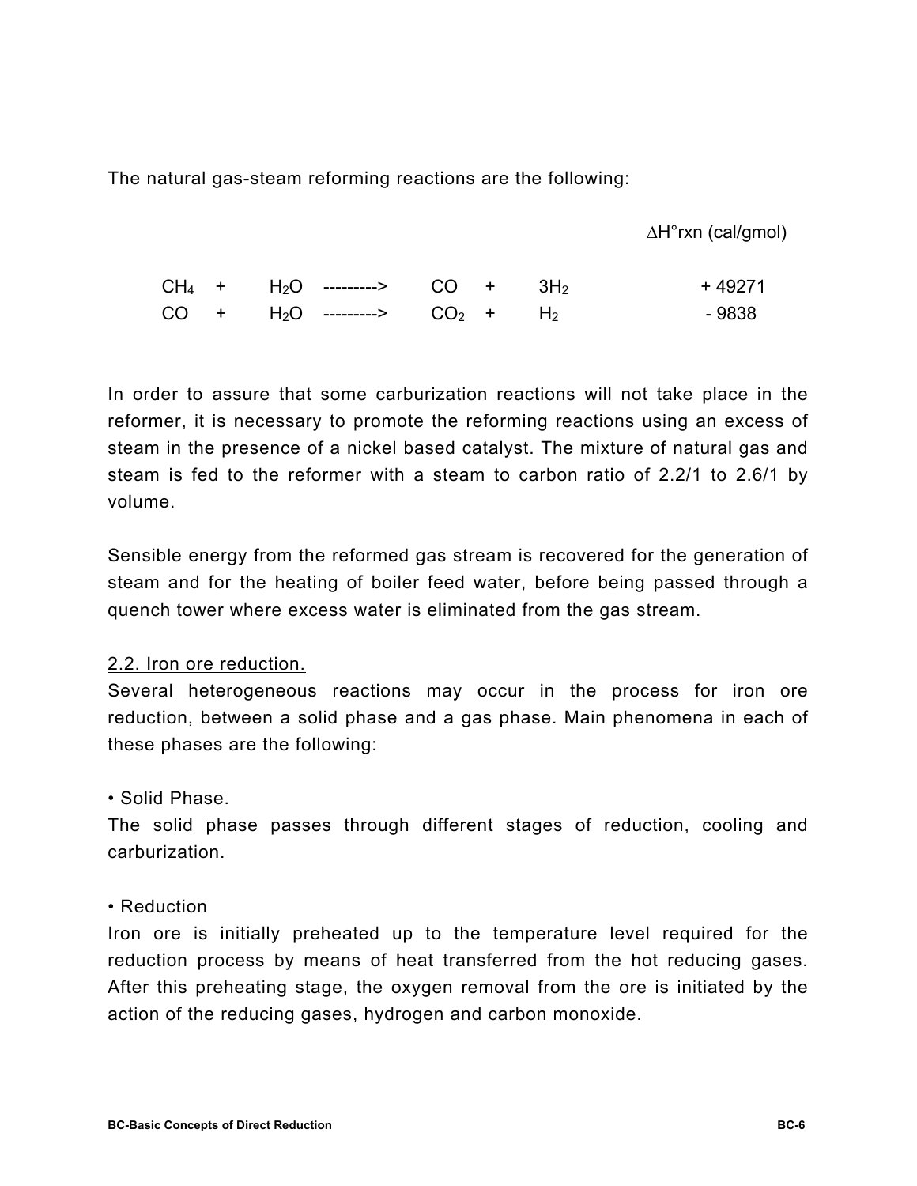The natural gas-steam reforming reactions are the following:

| Reaction | $\Delta H°rxn$ (cal/gmol) |
|---|---|
| $CH_4 + H_2O \longrightarrow CO + 3H_2$ | + 49271 |
| $CO + H_2O \longrightarrow CO_2 + H_2$ | - 9838 |

In order to assure that some carburization reactions will not take place in the reformer, it is necessary to promote the reforming reactions using an excess of steam in the presence of a nickel based catalyst. The mixture of natural gas and steam is fed to the reformer with a steam to carbon ratio of 2.2/1 to 2.6/1 by volume.

Sensible energy from the reformed gas stream is recovered for the generation of steam and for the heating of boiler feed water, before being passed through a quench tower where excess water is eliminated from the gas stream.

## 2.2. Iron ore reduction.

Several heterogeneous reactions may occur in the process for iron ore reduction, between a solid phase and a gas phase. Main phenomena in each of these phases are the following:

• Solid Phase.

The solid phase passes through different stages of reduction, cooling and carburization.

• Reduction

Iron ore is initially preheated up to the temperature level required for the reduction process by means of heat transferred from the hot reducing gases. After this preheating stage, the oxygen removal from the ore is initiated by the action of the reducing gases, hydrogen and carbon monoxide.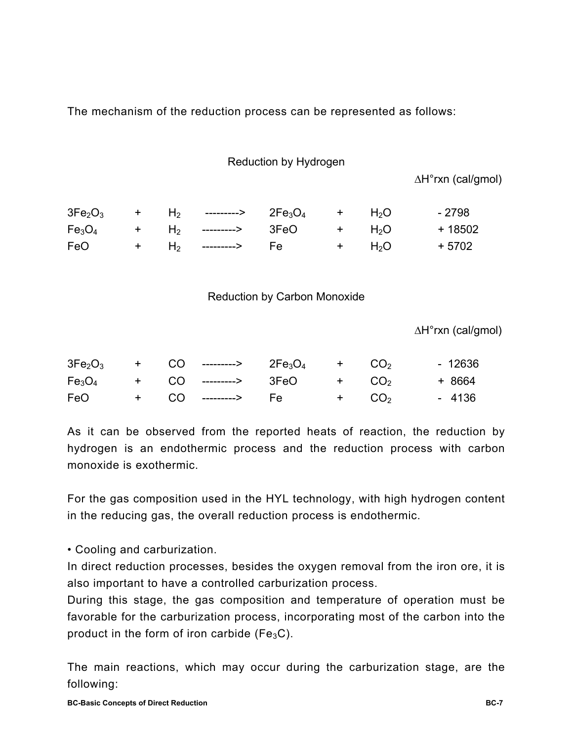The mechanism of the reduction process can be represented as follows:

Reduction by Hydrogen

| Reaction | $\Delta H°rxn$ (cal/gmol) |
|---|---|
| $3Fe_2O_3$ + $H_2$ ---------> $2Fe_3O_4$ + $H_2O$ | - 2798 |
| $Fe_3O_4$ + $H_2$ ---------> $3FeO$ + $H_2O$ | + 18502 |
| $FeO$ + $H_2$ ---------> $Fe$ + $H_2O$ | + 5702 |

Reduction by Carbon Monoxide

| Reaction | $\Delta H°rxn$ (cal/gmol) |
|---|---|
| $3Fe_2O_3$ + $CO$ ---------> $2Fe_3O_4$ + $CO_2$ | - 12636 |
| $Fe_3O_4$ + $CO$ ---------> $3FeO$ + $CO_2$ | + 8664 |
| $FeO$ + $CO$ ---------> $Fe$ + $CO_2$ | - 4136 |

As it can be observed from the reported heats of reaction, the reduction by hydrogen is an endothermic process and the reduction process with carbon monoxide is exothermic.

For the gas composition used in the HYL technology, with high hydrogen content in the reducing gas, the overall reduction process is endothermic.

- Cooling and carburization.

In direct reduction processes, besides the oxygen removal from the iron ore, it is also important to have a controlled carburization process.

During this stage, the gas composition and temperature of operation must be favorable for the carburization process, incorporating most of the carbon into the product in the form of iron carbide ($Fe_3C$).

The main reactions, which may occur during the carburization stage, are the following: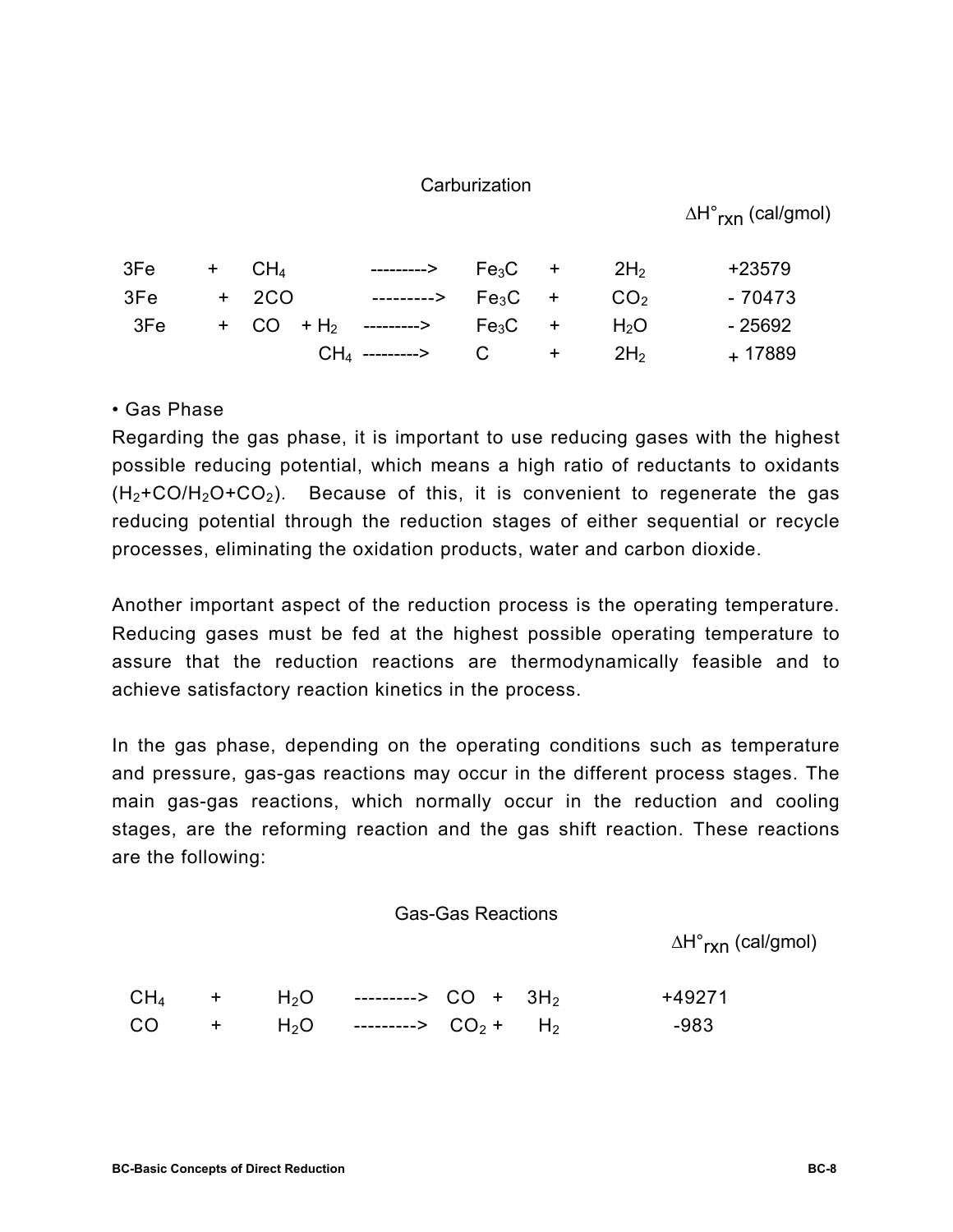Carburization

| | $\Delta H^\circ_{rxn}$ (cal/gmol) |
|---|---|
| $3Fe + CH_4 \longrightarrow Fe_3C + 2H_2$ | +23579 |
| $3Fe + 2CO \longrightarrow Fe_3C + CO_2$ | - 70473 |
| $3Fe + CO + H_2 \longrightarrow Fe_3C + H_2O$ | - 25692 |
| $CH_4 \longrightarrow C + 2H_2$ | + 17889 |

• Gas Phase

Regarding the gas phase, it is important to use reducing gases with the highest possible reducing potential, which means a high ratio of reductants to oxidants ($H_2$+CO/$H_2O$+$CO_2$). Because of this, it is convenient to regenerate the gas reducing potential through the reduction stages of either sequential or recycle processes, eliminating the oxidation products, water and carbon dioxide.

Another important aspect of the reduction process is the operating temperature. Reducing gases must be fed at the highest possible operating temperature to assure that the reduction reactions are thermodynamically feasible and to achieve satisfactory reaction kinetics in the process.

In the gas phase, depending on the operating conditions such as temperature and pressure, gas-gas reactions may occur in the different process stages. The main gas-gas reactions, which normally occur in the reduction and cooling stages, are the reforming reaction and the gas shift reaction. These reactions are the following:

Gas-Gas Reactions

| | $\Delta H^\circ_{rxn}$ (cal/gmol) |
|---|---|
| $CH_4 + H_2O \longrightarrow CO + 3H_2$ | +49271 |
| $CO + H_2O \longrightarrow CO_2 + H_2$ | -983 |